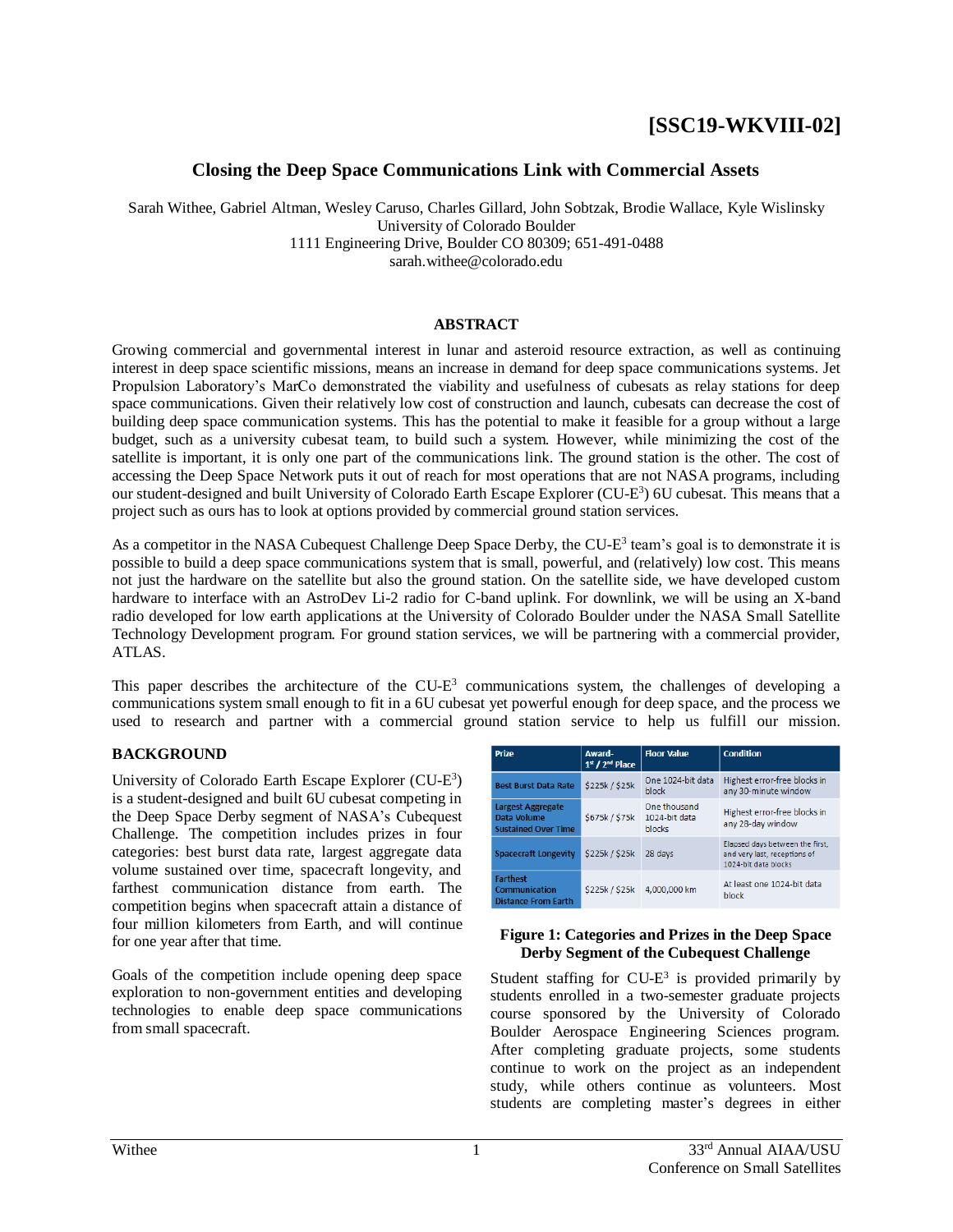[SSC19-WKVIII-02]

# Closing the Deep Space Communications Link with Commercial Assets

Sarah Withee, Gabriel Altman, Wesley Caruso, Charles Gillard, John Sobtzak, Brodie Wallace, Kyle Wislinsky
University of Colorado Boulder
1111 Engineering Drive, Boulder CO 80309; 651-491-0488
sarah.withee@colorado.edu

## ABSTRACT

Growing commercial and governmental interest in lunar and asteroid resource extraction, as well as continuing interest in deep space scientific missions, means an increase in demand for deep space communications systems. Jet Propulsion Laboratory's MarCo demonstrated the viability and usefulness of cubesats as relay stations for deep space communications. Given their relatively low cost of construction and launch, cubesats can decrease the cost of building deep space communication systems. This has the potential to make it feasible for a group without a large budget, such as a university cubesat team, to build such a system. However, while minimizing the cost of the satellite is important, it is only one part of the communications link. The ground station is the other. The cost of accessing the Deep Space Network puts it out of reach for most operations that are not NASA programs, including our student-designed and built University of Colorado Earth Escape Explorer (CU-E$^3$) 6U cubesat. This means that a project such as ours has to look at options provided by commercial ground station services.

As a competitor in the NASA Cubequest Challenge Deep Space Derby, the CU-E$^3$ team's goal is to demonstrate it is possible to build a deep space communications system that is small, powerful, and (relatively) low cost. This means not just the hardware on the satellite but also the ground station. On the satellite side, we have developed custom hardware to interface with an AstroDev Li-2 radio for C-band uplink. For downlink, we will be using an X-band radio developed for low earth applications at the University of Colorado Boulder under the NASA Small Satellite Technology Development program. For ground station services, we will be partnering with a commercial provider, ATLAS.

This paper describes the architecture of the CU-E$^3$ communications system, the challenges of developing a communications system small enough to fit in a 6U cubesat yet powerful enough for deep space, and the process we used to research and partner with a commercial ground station service to help us fulfill our mission.

## BACKGROUND

University of Colorado Earth Escape Explorer (CU-E$^3$) is a student-designed and built 6U cubesat competing in the Deep Space Derby segment of NASA's Cubequest Challenge. The competition includes prizes in four categories: best burst data rate, largest aggregate data volume sustained over time, spacecraft longevity, and farthest communication distance from earth. The competition begins when spacecraft attain a distance of four million kilometers from Earth, and will continue for one year after that time.

Goals of the competition include opening deep space exploration to non-government entities and developing technologies to enable deep space communications from small spacecraft.

| Prize | Award- 1st / 2nd Place | Floor Value | Condition |
|---|---|---|---|
| Best Burst Data Rate | $225k / $25k | One 1024-bit data block | Highest error-free blocks in any 30-minute window |
| Largest Aggregate Data Volume Sustained Over Time | $675k / $75k | One thousand 1024-bit data blocks | Highest error-free blocks in any 28-day window |
| Spacecraft Longevity | $225k / $25k | 28 days | Elapsed days between the first, and very last, receptions of 1024-bit data blocks |
| Farthest Communication Distance From Earth | $225k / $25k | 4,000,000 km | At least one 1024-bit data block |

**Figure 1: Categories and Prizes in the Deep Space Derby Segment of the Cubequest Challenge**

Student staffing for CU-E$^3$ is provided primarily by students enrolled in a two-semester graduate projects course sponsored by the University of Colorado Boulder Aerospace Engineering Sciences program. After completing graduate projects, some students continue to work on the project as an independent study, while others continue as volunteers. Most students are completing master's degrees in either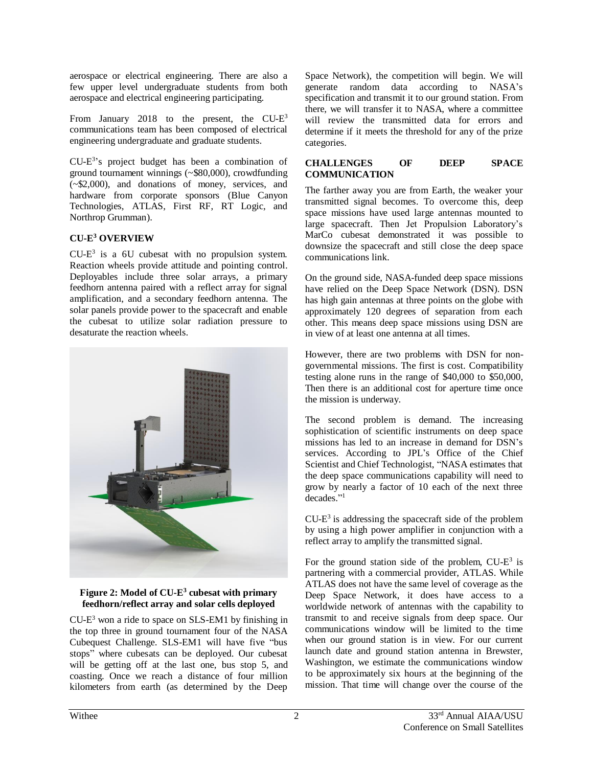aerospace or electrical engineering. There are also a few upper level undergraduate students from both aerospace and electrical engineering participating.

From January 2018 to the present, the CU-E$^3$ communications team has been composed of electrical engineering undergraduate and graduate students.

CU-E$^3$'s project budget has been a combination of ground tournament winnings (~$80,000), crowdfunding (~$2,000), and donations of money, services, and hardware from corporate sponsors (Blue Canyon Technologies, ATLAS, First RF, RT Logic, and Northrop Grumman).

## CU-E$^3$ OVERVIEW

CU-E$^3$ is a 6U cubesat with no propulsion system. Reaction wheels provide attitude and pointing control. Deployables include three solar arrays, a primary feedhorn antenna paired with a reflect array for signal amplification, and a secondary feedhorn antenna. The solar panels provide power to the spacecraft and enable the cubesat to utilize solar radiation pressure to desaturate the reaction wheels.

**Figure 2: Model of CU-E$^3$ cubesat with primary feedhorn/reflect array and solar cells deployed**

CU-E$^3$ won a ride to space on SLS-EM1 by finishing in the top three in ground tournament four of the NASA Cubequest Challenge. SLS-EM1 will have five "bus stops" where cubesats can be deployed. Our cubesat will be getting off at the last one, bus stop 5, and coasting. Once we reach a distance of four million kilometers from earth (as determined by the Deep Space Network), the competition will begin. We will generate random data according to NASA's specification and transmit it to our ground station. From there, we will transfer it to NASA, where a committee will review the transmitted data for errors and determine if it meets the threshold for any of the prize categories.

## CHALLENGES OF DEEP SPACE COMMUNICATION

The farther away you are from Earth, the weaker your transmitted signal becomes. To overcome this, deep space missions have used large antennas mounted to large spacecraft. Then Jet Propulsion Laboratory's MarCo cubesat demonstrated it was possible to downsize the spacecraft and still close the deep space communications link.

On the ground side, NASA-funded deep space missions have relied on the Deep Space Network (DSN). DSN has high gain antennas at three points on the globe with approximately 120 degrees of separation from each other. This means deep space missions using DSN are in view of at least one antenna at all times.

However, there are two problems with DSN for non-governmental missions. The first is cost. Compatibility testing alone runs in the range of $40,000 to $50,000, Then there is an additional cost for aperture time once the mission is underway.

The second problem is demand. The increasing sophistication of scientific instruments on deep space missions has led to an increase in demand for DSN's services. According to JPL's Office of the Chief Scientist and Chief Technologist, "NASA estimates that the deep space communications capability will need to grow by nearly a factor of 10 each of the next three decades."[1]

CU-E$^3$ is addressing the spacecraft side of the problem by using a high power amplifier in conjunction with a reflect array to amplify the transmitted signal.

For the ground station side of the problem, CU-E$^3$ is partnering with a commercial provider, ATLAS. While ATLAS does not have the same level of coverage as the Deep Space Network, it does have access to a worldwide network of antennas with the capability to transmit to and receive signals from deep space. Our communications window will be limited to the time when our ground station is in view. For our current launch date and ground station antenna in Brewster, Washington, we estimate the communications window to be approximately six hours at the beginning of the mission. That time will change over the course of the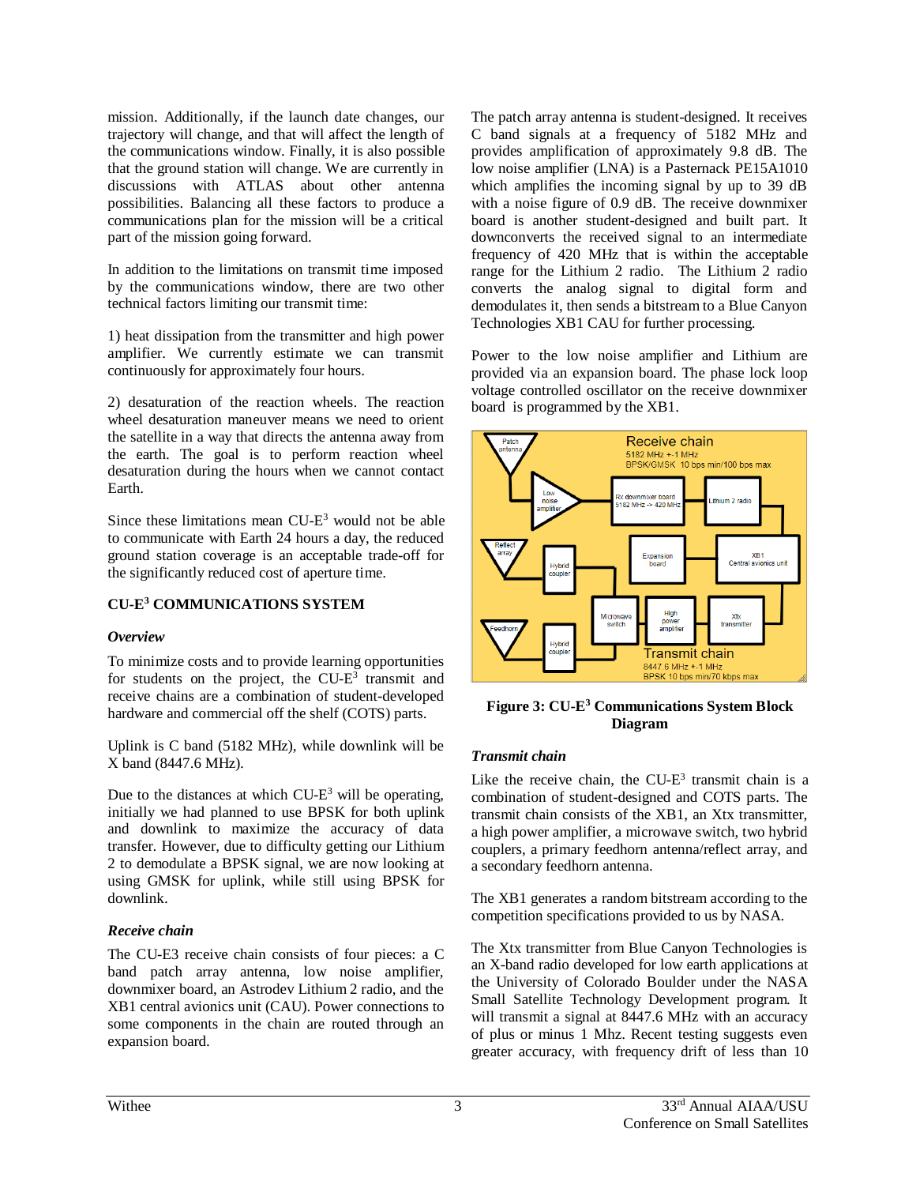mission. Additionally, if the launch date changes, our trajectory will change, and that will affect the length of the communications window. Finally, it is also possible that the ground station will change. We are currently in discussions with ATLAS about other antenna possibilities. Balancing all these factors to produce a communications plan for the mission will be a critical part of the mission going forward.

In addition to the limitations on transmit time imposed by the communications window, there are two other technical factors limiting our transmit time:

1) heat dissipation from the transmitter and high power amplifier. We currently estimate we can transmit continuously for approximately four hours.

2) desaturation of the reaction wheels. The reaction wheel desaturation maneuver means we need to orient the satellite in a way that directs the antenna away from the earth. The goal is to perform reaction wheel desaturation during the hours when we cannot contact Earth.

Since these limitations mean CU-E$^3$ would not be able to communicate with Earth 24 hours a day, the reduced ground station coverage is an acceptable trade-off for the significantly reduced cost of aperture time.

## CU-E$^3$ COMMUNICATIONS SYSTEM

### *Overview*

To minimize costs and to provide learning opportunities for students on the project, the CU-E$^3$ transmit and receive chains are a combination of student-developed hardware and commercial off the shelf (COTS) parts.

Uplink is C band (5182 MHz), while downlink will be X band (8447.6 MHz).

Due to the distances at which CU-E$^3$ will be operating, initially we had planned to use BPSK for both uplink and downlink to maximize the accuracy of data transfer. However, due to difficulty getting our Lithium 2 to demodulate a BPSK signal, we are now looking at using GMSK for uplink, while still using BPSK for downlink.

### *Receive chain*

The CU-E3 receive chain consists of four pieces: a C band patch array antenna, low noise amplifier, downmixer board, an Astrodev Lithium 2 radio, and the XB1 central avionics unit (CAU). Power connections to some components in the chain are routed through an expansion board.

The patch array antenna is student-designed. It receives C band signals at a frequency of 5182 MHz and provides amplification of approximately 9.8 dB. The low noise amplifier (LNA) is a Pasternack PE15A1010 which amplifies the incoming signal by up to 39 dB with a noise figure of 0.9 dB. The receive downmixer board is another student-designed and built part. It downconverts the received signal to an intermediate frequency of 420 MHz that is within the acceptable range for the Lithium 2 radio. The Lithium 2 radio converts the analog signal to digital form and demodulates it, then sends a bitstream to a Blue Canyon Technologies XB1 CAU for further processing.

Power to the low noise amplifier and Lithium are provided via an expansion board. The phase lock loop voltage controlled oscillator on the receive downmixer board is programmed by the XB1.

**Figure 3: CU-E$^3$ Communications System Block Diagram**

### *Transmit chain*

Like the receive chain, the CU-E$^3$ transmit chain is a combination of student-designed and COTS parts. The transmit chain consists of the XB1, an Xtx transmitter, a high power amplifier, a microwave switch, two hybrid couplers, a primary feedhorn antenna/reflect array, and a secondary feedhorn antenna.

The XB1 generates a random bitstream according to the competition specifications provided to us by NASA.

The Xtx transmitter from Blue Canyon Technologies is an X-band radio developed for low earth applications at the University of Colorado Boulder under the NASA Small Satellite Technology Development program. It will transmit a signal at 8447.6 MHz with an accuracy of plus or minus 1 Mhz. Recent testing suggests even greater accuracy, with frequency drift of less than 10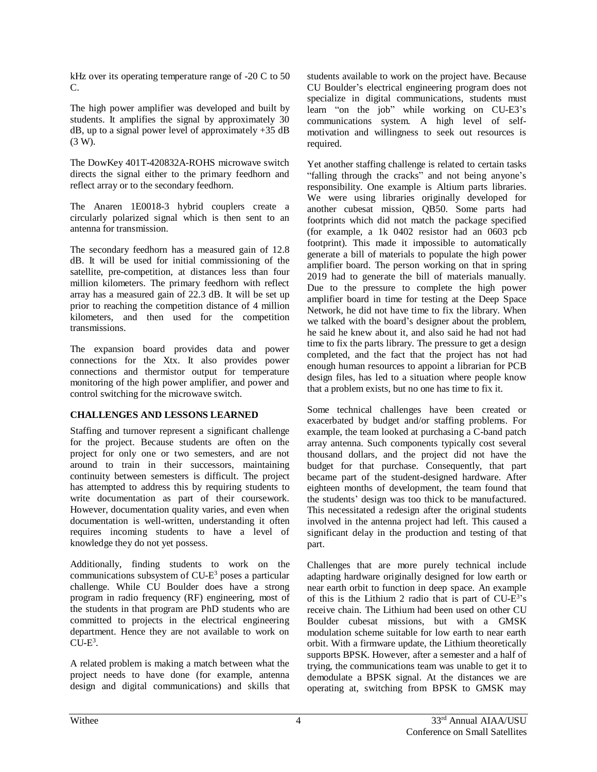kHz over its operating temperature range of -20 C to 50 C.

The high power amplifier was developed and built by students. It amplifies the signal by approximately 30 dB, up to a signal power level of approximately +35 dB (3 W).

The DowKey 401T-420832A-ROHS microwave switch directs the signal either to the primary feedhorn and reflect array or to the secondary feedhorn.

The Anaren 1E0018-3 hybrid couplers create a circularly polarized signal which is then sent to an antenna for transmission.

The secondary feedhorn has a measured gain of 12.8 dB. It will be used for initial commissioning of the satellite, pre-competition, at distances less than four million kilometers. The primary feedhorn with reflect array has a measured gain of 22.3 dB. It will be set up prior to reaching the competition distance of 4 million kilometers, and then used for the competition transmissions.

The expansion board provides data and power connections for the Xtx. It also provides power connections and thermistor output for temperature monitoring of the high power amplifier, and power and control switching for the microwave switch.

## CHALLENGES AND LESSONS LEARNED

Staffing and turnover represent a significant challenge for the project. Because students are often on the project for only one or two semesters, and are not around to train in their successors, maintaining continuity between semesters is difficult. The project has attempted to address this by requiring students to write documentation as part of their coursework. However, documentation quality varies, and even when documentation is well-written, understanding it often requires incoming students to have a level of knowledge they do not yet possess.

Additionally, finding students to work on the communications subsystem of CU-$E^3$ poses a particular challenge. While CU Boulder does have a strong program in radio frequency (RF) engineering, most of the students in that program are PhD students who are committed to projects in the electrical engineering department. Hence they are not available to work on CU-$E^3$.

A related problem is making a match between what the project needs to have done (for example, antenna design and digital communications) and skills that students available to work on the project have. Because CU Boulder's electrical engineering program does not specialize in digital communications, students must learn "on the job" while working on CU-E3's communications system. A high level of self-motivation and willingness to seek out resources is required.

Yet another staffing challenge is related to certain tasks "falling through the cracks" and not being anyone's responsibility. One example is Altium parts libraries. We were using libraries originally developed for another cubesat mission, QB50. Some parts had footprints which did not match the package specified (for example, a 1k 0402 resistor had an 0603 pcb footprint). This made it impossible to automatically generate a bill of materials to populate the high power amplifier board. The person working on that in spring 2019 had to generate the bill of materials manually. Due to the pressure to complete the high power amplifier board in time for testing at the Deep Space Network, he did not have time to fix the library. When we talked with the board's designer about the problem, he said he knew about it, and also said he had not had time to fix the parts library. The pressure to get a design completed, and the fact that the project has not had enough human resources to appoint a librarian for PCB design files, has led to a situation where people know that a problem exists, but no one has time to fix it.

Some technical challenges have been created or exacerbated by budget and/or staffing problems. For example, the team looked at purchasing a C-band patch array antenna. Such components typically cost several thousand dollars, and the project did not have the budget for that purchase. Consequently, that part became part of the student-designed hardware. After eighteen months of development, the team found that the students' design was too thick to be manufactured. This necessitated a redesign after the original students involved in the antenna project had left. This caused a significant delay in the production and testing of that part.

Challenges that are more purely technical include adapting hardware originally designed for low earth or near earth orbit to function in deep space. An example of this is the Lithium 2 radio that is part of CU-$E^3$'s receive chain. The Lithium had been used on other CU Boulder cubesat missions, but with a GMSK modulation scheme suitable for low earth to near earth orbit. With a firmware update, the Lithium theoretically supports BPSK. However, after a semester and a half of trying, the communications team was unable to get it to demodulate a BPSK signal. At the distances we are operating at, switching from BPSK to GMSK may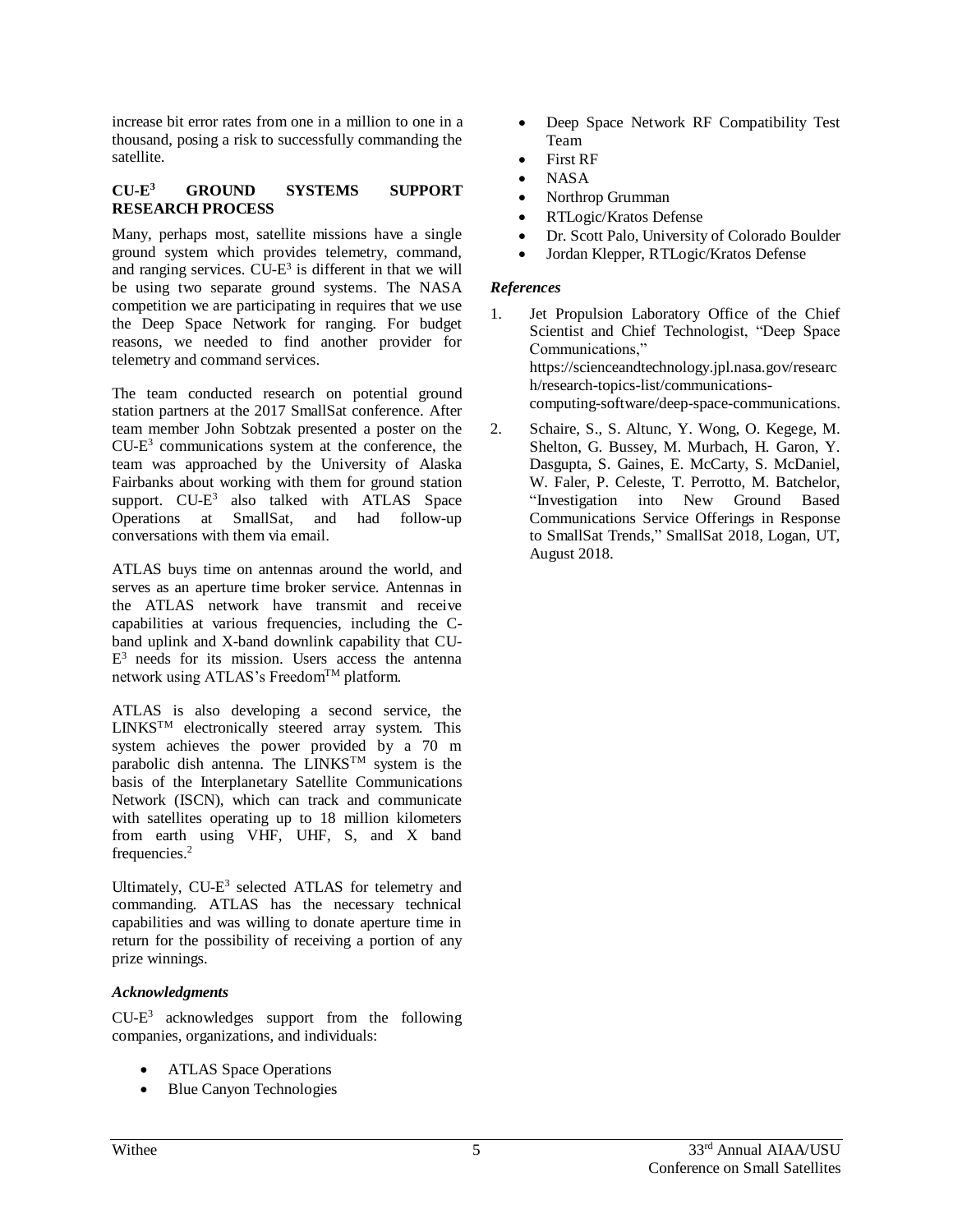increase bit error rates from one in a million to one in a thousand, posing a risk to successfully commanding the satellite.

## CU-E$^3$ GROUND SYSTEMS SUPPORT RESEARCH PROCESS

Many, perhaps most, satellite missions have a single ground system which provides telemetry, command, and ranging services. CU-E$^3$ is different in that we will be using two separate ground systems. The NASA competition we are participating in requires that we use the Deep Space Network for ranging. For budget reasons, we needed to find another provider for telemetry and command services.

The team conducted research on potential ground station partners at the 2017 SmallSat conference. After team member John Sobtzak presented a poster on the CU-E$^3$ communications system at the conference, the team was approached by the University of Alaska Fairbanks about working with them for ground station support. CU-E$^3$ also talked with ATLAS Space Operations at SmallSat, and had follow-up conversations with them via email.

ATLAS buys time on antennas around the world, and serves as an aperture time broker service. Antennas in the ATLAS network have transmit and receive capabilities at various frequencies, including the C-band uplink and X-band downlink capability that CU-E$^3$ needs for its mission. Users access the antenna network using ATLAS's Freedom™ platform.

ATLAS is also developing a second service, the LINKS™ electronically steered array system. This system achieves the power provided by a 70 m parabolic dish antenna. The LINKS™ system is the basis of the Interplanetary Satellite Communications Network (ISCN), which can track and communicate with satellites operating up to 18 million kilometers from earth using VHF, UHF, S, and X band frequencies.[2]

Ultimately, CU-E$^3$ selected ATLAS for telemetry and commanding. ATLAS has the necessary technical capabilities and was willing to donate aperture time in return for the possibility of receiving a portion of any prize winnings.

### *Acknowledgments*

CU-E$^3$ acknowledges support from the following companies, organizations, and individuals:

- ATLAS Space Operations
- Blue Canyon Technologies
- Deep Space Network RF Compatibility Test Team
- First RF
- NASA
- Northrop Grumman
- RTLogic/Kratos Defense
- Dr. Scott Palo, University of Colorado Boulder
- Jordan Klepper, RTLogic/Kratos Defense

### *References*

1. Jet Propulsion Laboratory Office of the Chief Scientist and Chief Technologist, "Deep Space Communications," https://scienceandtechnology.jpl.nasa.gov/research/research-topics-list/communications-computing-software/deep-space-communications.
2. Schaire, S., S. Altunc, Y. Wong, O. Kegege, M. Shelton, G. Bussey, M. Murbach, H. Garon, Y. Dasgupta, S. Gaines, E. McCarty, S. McDaniel, W. Faler, P. Celeste, T. Perrotto, M. Batchelor, "Investigation into New Ground Based Communications Service Offerings in Response to SmallSat Trends," SmallSat 2018, Logan, UT, August 2018.